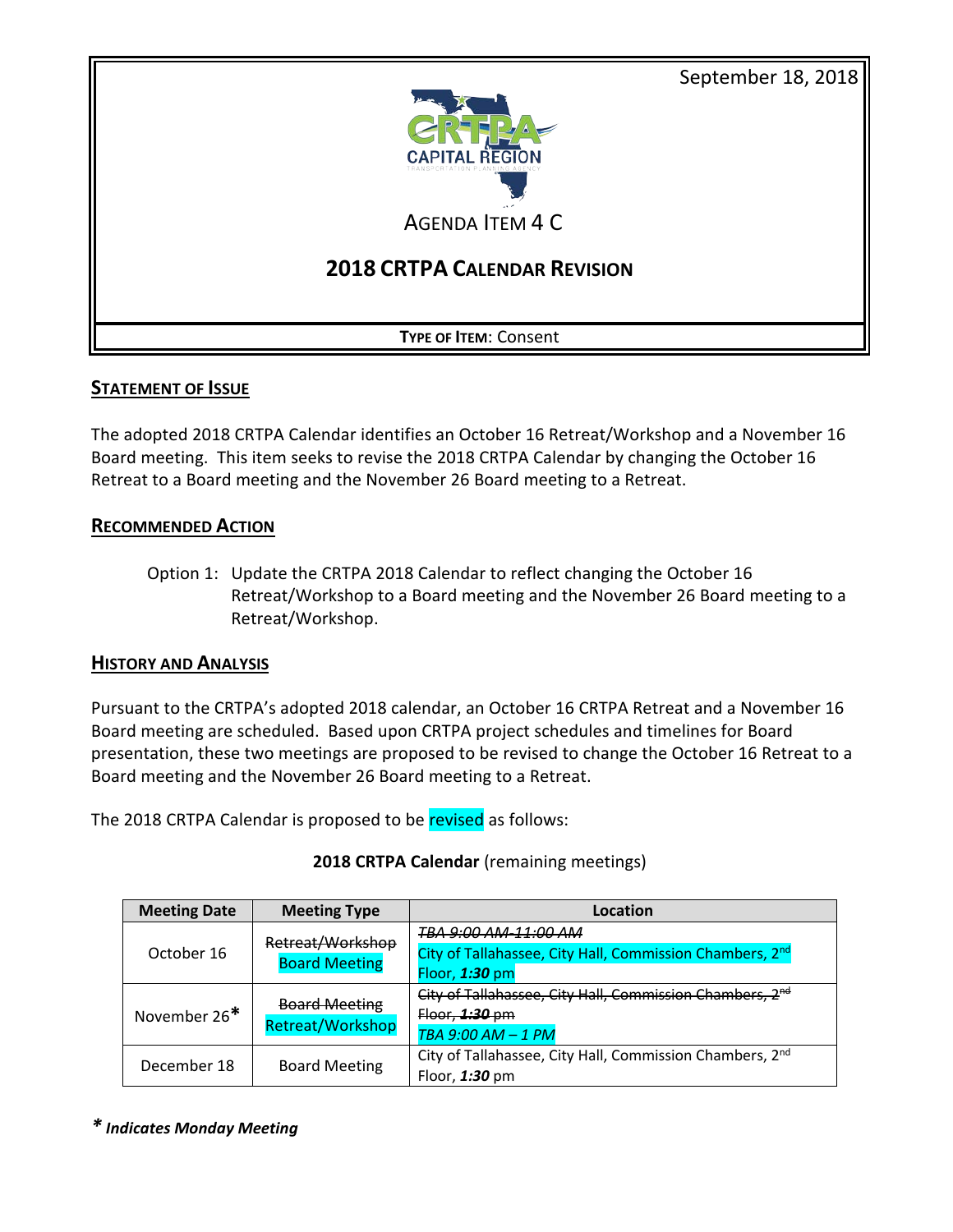September 18, 2018

AGENDA ITEM 4 C

# 2018 CRTPA CALENDAR REVISION

**TYPE OF ITEM**: Consent

## STATEMENT OF ISSUE

The adopted 2018 CRTPA Calendar identifies an October 16 Retreat/Workshop and a November 16 Board meeting. This item seeks to revise the 2018 CRTPA Calendar by changing the October 16 Retreat to a Board meeting and the November 26 Board meeting to a Retreat.

## RECOMMENDED ACTION

Option 1: Update the CRTPA 2018 Calendar to reflect changing the October 16 Retreat/Workshop to a Board meeting and the November 26 Board meeting to a Retreat/Workshop.

## HISTORY AND ANALYSIS

Pursuant to the CRTPA's adopted 2018 calendar, an October 16 CRTPA Retreat and a November 16 Board meeting are scheduled. Based upon CRTPA project schedules and timelines for Board presentation, these two meetings are proposed to be revised to change the October 16 Retreat to a Board meeting and the November 26 Board meeting to a Retreat.

The 2018 CRTPA Calendar is proposed to be revised as follows:

**2018 CRTPA Calendar** (remaining meetings)

| Meeting Date | Meeting Type | Location |
|---|---|---|
| October 16 | ~~Retreat/Workshop~~ Board Meeting | ~~*TBA 9:00 AM-11:00 AM*~~ City of Tallahassee, City Hall, Commission Chambers, 2nd Floor, ***1:30*** pm |
| November 26* | ~~Board Meeting~~ Retreat/Workshop | ~~City of Tallahassee, City Hall, Commission Chambers, 2nd Floor, *1:30* pm~~ *TBA 9:00 AM – 1 PM* |
| December 18 | Board Meeting | City of Tallahassee, City Hall, Commission Chambers, 2nd Floor, ***1:30*** pm |

***\* Indicates Monday Meeting***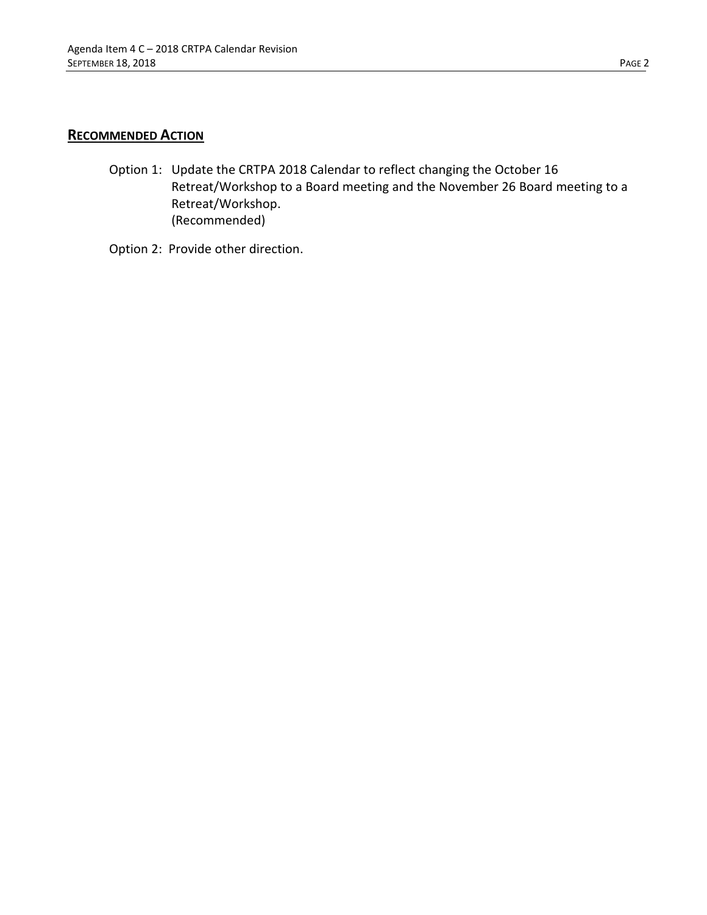## **RECOMMENDED ACTION**

Option 1: Update the CRTPA 2018 Calendar to reflect changing the October 16 Retreat/Workshop to a Board meeting and the November 26 Board meeting to a Retreat/Workshop.
(Recommended)

Option 2: Provide other direction.